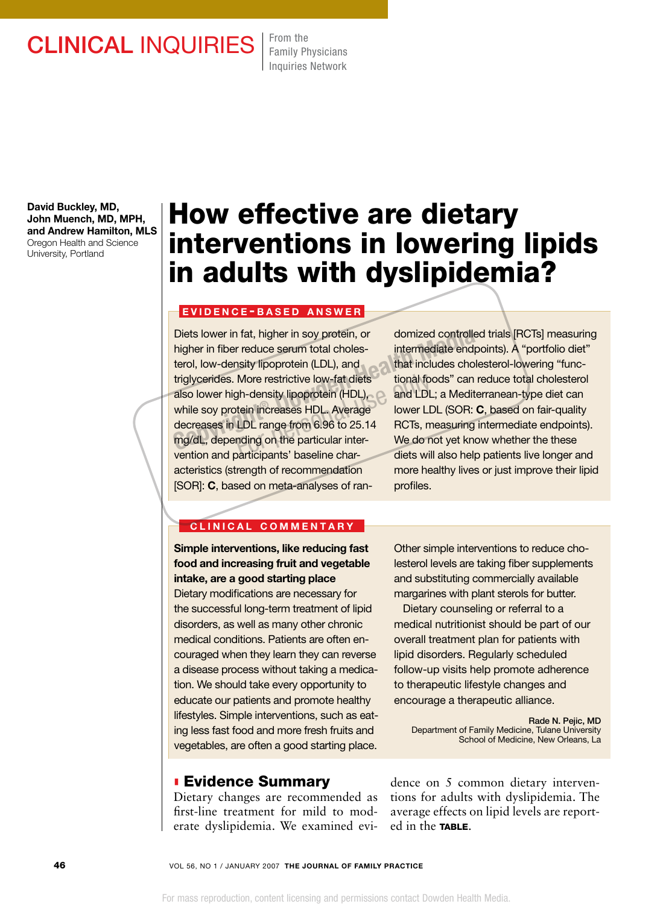CLINICAL INQUIRIES

From the Family Physicians Inquiries Network

**David Buckley, MD, John Muench, MD, MPH, and Andrew Hamilton, MLS**
Oregon Health and Science University, Portland

# How effective are dietary interventions in lowering lipids in adults with dyslipidemia?

## EVIDENCE-BASED ANSWER

Diets lower in fat, higher in soy protein, or higher in fiber reduce serum total cholesterol, low-density lipoprotein (LDL), and triglycerides. More restrictive low-fat diets also lower high-density lipoprotein (HDL), while soy protein increases HDL. Average decreases in LDL range from 6.96 to 25.14 mg/dL, depending on the particular intervention and participants' baseline characteristics (strength of recommendation [SOR]: **C**, based on meta-analyses of randomized controlled trials [RCTs] measuring intermediate endpoints). A "portfolio diet" that includes cholesterol-lowering "functional foods" can reduce total cholesterol and LDL; a Mediterranean-type diet can lower LDL (SOR: **C**, based on fair-quality RCTs, measuring intermediate endpoints). We do not yet know whether the these diets will also help patients live longer and more healthy lives or just improve their lipid profiles.

## CLINICAL COMMENTARY

**Simple interventions, like reducing fast food and increasing fruit and vegetable intake, are a good starting place**

Dietary modifications are necessary for the successful long-term treatment of lipid disorders, as well as many other chronic medical conditions. Patients are often encouraged when they learn they can reverse a disease process without taking a medication. We should take every opportunity to educate our patients and promote healthy lifestyles. Simple interventions, such as eating less fast food and more fresh fruits and vegetables, are often a good starting place. Other simple interventions to reduce cholesterol levels are taking fiber supplements and substituting commercially available margarines with plant sterols for butter.

Dietary counseling or referral to a medical nutritionist should be part of our overall treatment plan for patients with lipid disorders. Regularly scheduled follow-up visits help promote adherence to therapeutic lifestyle changes and encourage a therapeutic alliance.

**Rade N. Pejic, MD**
Department of Family Medicine, Tulane University School of Medicine, New Orleans, La

## Evidence Summary

Dietary changes are recommended as first-line treatment for mild to moderate dyslipidemia. We examined evidence on 5 common dietary interventions for adults with dyslipidemia. The average effects on lipid levels are reported in the **TABLE**.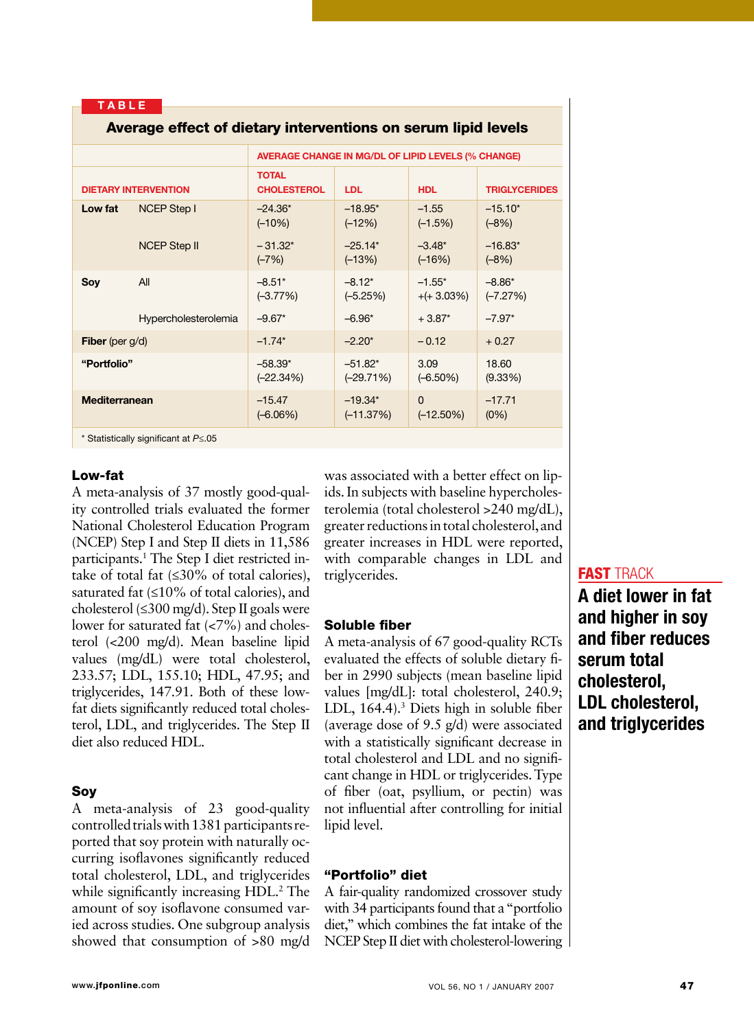**TABLE**

**Average effect of dietary interventions on serum lipid levels**

| DIETARY INTERVENTION | | AVERAGE CHANGE IN MG/DL OF LIPID LEVELS (% CHANGE) | | | |
|---|---|---|---|---|---|
| | | TOTAL CHOLESTEROL | LDL | HDL | TRIGLYCERIDES |
| **Low fat** | NCEP Step I | –24.36* (–10%) | –18.95* (–12%) | –1.55 (–1.5%) | –15.10* (–8%) |
| | NCEP Step II | – 31.32* (–7%) | –25.14* (–13%) | –3.48* (–16%) | –16.83* (–8%) |
| **Soy** | All | –8.51* (–3.77%) | –8.12* (–5.25%) | –1.55* +(+ 3.03%) | –8.86* (–7.27%) |
| | Hypercholesterolemia | –9.67* | –6.96* | + 3.87* | –7.97* |
| **Fiber** (per g/d) | | –1.74* | –2.20* | – 0.12 | + 0.27 |
| **"Portfolio"** | | –58.39* (–22.34%) | –51.82* (–29.71%) | 3.09 (–6.50%) | 18.60 (9.33%) |
| **Mediterranean** | | –15.47 (–6.06%) | –19.34* (–11.37%) | 0 (–12.50%) | –17.71 (0%) |

\* Statistically significant at $P \leq .05$

## Low-fat

A meta-analysis of 37 mostly good-quality controlled trials evaluated the former National Cholesterol Education Program (NCEP) Step I and Step II diets in 11,586 participants.[1] The Step I diet restricted intake of total fat (≤30% of total calories), saturated fat (≤10% of total calories), and cholesterol (≤300 mg/d). Step II goals were lower for saturated fat (<7%) and cholesterol (<200 mg/d). Mean baseline lipid values (mg/dL) were total cholesterol, 233.57; LDL, 155.10; HDL, 47.95; and triglycerides, 147.91. Both of these low-fat diets significantly reduced total cholesterol, LDL, and triglycerides. The Step II diet also reduced HDL.

## Soy

A meta-analysis of 23 good-quality controlled trials with 1381 participants reported that soy protein with naturally occurring isoflavones significantly reduced total cholesterol, LDL, and triglycerides while significantly increasing HDL.[2] The amount of soy isoflavone consumed varied across studies. One subgroup analysis showed that consumption of >80 mg/d was associated with a better effect on lipids. In subjects with baseline hypercholesterolemia (total cholesterol >240 mg/dL), greater reductions in total cholesterol, and greater increases in HDL were reported, with comparable changes in LDL and triglycerides.

## Soluble fiber

A meta-analysis of 67 good-quality RCTs evaluated the effects of soluble dietary fiber in 2990 subjects (mean baseline lipid values [mg/dL]: total cholesterol, 240.9; LDL, 164.4).[3] Diets high in soluble fiber (average dose of 9.5 g/d) were associated with a statistically significant decrease in total cholesterol and LDL and no significant change in HDL or triglycerides. Type of fiber (oat, psyllium, or pectin) was not influential after controlling for initial lipid level.

## "Portfolio" diet

A fair-quality randomized crossover study with 34 participants found that a "portfolio diet," which combines the fat intake of the NCEP Step II diet with cholesterol-lowering

**FAST TRACK**

**A diet lower in fat and higher in soy and fiber reduces serum total cholesterol, LDL cholesterol, and triglycerides**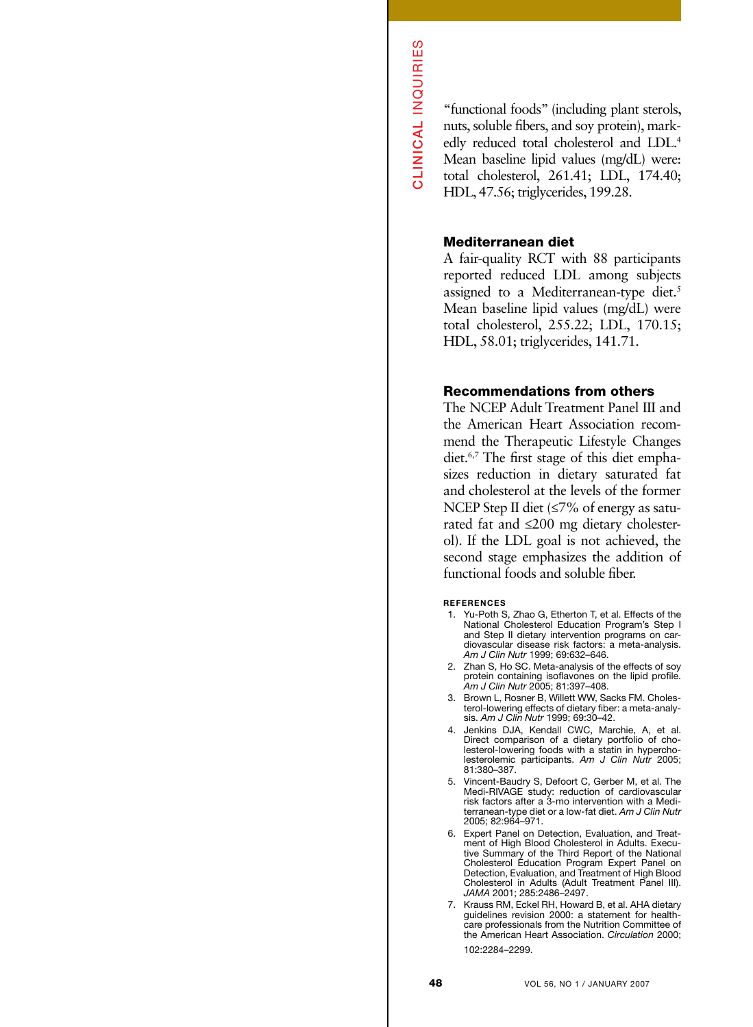"functional foods" (including plant sterols, nuts, soluble fibers, and soy protein), markedly reduced total cholesterol and LDL.[4] Mean baseline lipid values (mg/dL) were: total cholesterol, 261.41; LDL, 174.40; HDL, 47.56; triglycerides, 199.28.

### Mediterranean diet

A fair-quality RCT with 88 participants reported reduced LDL among subjects assigned to a Mediterranean-type diet.[5] Mean baseline lipid values (mg/dL) were total cholesterol, 255.22; LDL, 170.15; HDL, 58.01; triglycerides, 141.71.

### Recommendations from others

The NCEP Adult Treatment Panel III and the American Heart Association recommend the Therapeutic Lifestyle Changes diet.[6,7] The first stage of this diet emphasizes reduction in dietary saturated fat and cholesterol at the levels of the former NCEP Step II diet (≤7% of energy as saturated fat and ≤200 mg dietary cholesterol). If the LDL goal is not achieved, the second stage emphasizes the addition of functional foods and soluble fiber.

#### REFERENCES

1. Yu-Poth S, Zhao G, Etherton T, et al. Effects of the National Cholesterol Education Program's Step I and Step II dietary intervention programs on cardiovascular disease risk factors: a meta-analysis. *Am J Clin Nutr* 1999; 69:632–646.
2. Zhan S, Ho SC. Meta-analysis of the effects of soy protein containing isoflavones on the lipid profile. *Am J Clin Nutr* 2005; 81:397–408.
3. Brown L, Rosner B, Willett WW, Sacks FM. Cholesterol-lowering effects of dietary fiber: a meta-analysis. *Am J Clin Nutr* 1999; 69:30–42.
4. Jenkins DJA, Kendall CWC, Marchie, A, et al. Direct comparison of a dietary portfolio of cholesterol-lowering foods with a statin in hypercholesterolemic participants. *Am J Clin Nutr* 2005; 81:380–387.
5. Vincent-Baudry S, Defoort C, Gerber M, et al. The Medi-RIVAGE study: reduction of cardiovascular risk factors after a 3-mo intervention with a Mediterranean-type diet or a low-fat diet. *Am J Clin Nutr* 2005; 82:964–971.
6. Expert Panel on Detection, Evaluation, and Treatment of High Blood Cholesterol in Adults. Executive Summary of the Third Report of the National Cholesterol Education Program Expert Panel on Detection, Evaluation, and Treatment of High Blood Cholesterol in Adults (Adult Treatment Panel III). *JAMA* 2001; 285:2486–2497.
7. Krauss RM, Eckel RH, Howard B, et al. AHA dietary guidelines revision 2000: a statement for healthcare professionals from the Nutrition Committee of the American Heart Association. *Circulation* 2000; 102:2284–2299.